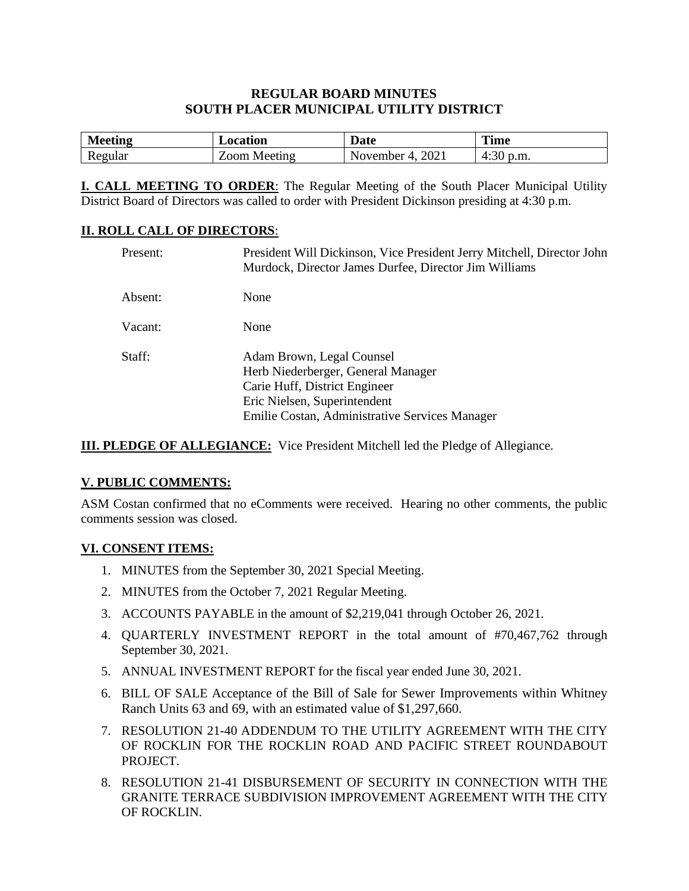# REGULAR BOARD MINUTES
# SOUTH PLACER MUNICIPAL UTILITY DISTRICT

| Meeting | Location | Date | Time |
|---|---|---|---|
| Regular | Zoom Meeting | November 4, 2021 | 4:30 p.m. |

**I. CALL MEETING TO ORDER**: The Regular Meeting of the South Placer Municipal Utility District Board of Directors was called to order with President Dickinson presiding at 4:30 p.m.

**II. ROLL CALL OF DIRECTORS**:

Present: President Will Dickinson, Vice President Jerry Mitchell, Director John Murdock, Director James Durfee, Director Jim Williams

Absent: None

Vacant: None

Staff: Adam Brown, Legal Counsel
Herb Niederberger, General Manager
Carie Huff, District Engineer
Eric Nielsen, Superintendent
Emilie Costan, Administrative Services Manager

**III. PLEDGE OF ALLEGIANCE:** Vice President Mitchell led the Pledge of Allegiance.

**V. PUBLIC COMMENTS:**

ASM Costan confirmed that no eComments were received. Hearing no other comments, the public comments session was closed.

**VI. CONSENT ITEMS:**

1. MINUTES from the September 30, 2021 Special Meeting.
2. MINUTES from the October 7, 2021 Regular Meeting.
3. ACCOUNTS PAYABLE in the amount of $2,219,041 through October 26, 2021.
4. QUARTERLY INVESTMENT REPORT in the total amount of #70,467,762 through September 30, 2021.
5. ANNUAL INVESTMENT REPORT for the fiscal year ended June 30, 2021.
6. BILL OF SALE Acceptance of the Bill of Sale for Sewer Improvements within Whitney Ranch Units 63 and 69, with an estimated value of $1,297,660.
7. RESOLUTION 21-40 ADDENDUM TO THE UTILITY AGREEMENT WITH THE CITY OF ROCKLIN FOR THE ROCKLIN ROAD AND PACIFIC STREET ROUNDABOUT PROJECT.
8. RESOLUTION 21-41 DISBURSEMENT OF SECURITY IN CONNECTION WITH THE GRANITE TERRACE SUBDIVISION IMPROVEMENT AGREEMENT WITH THE CITY OF ROCKLIN.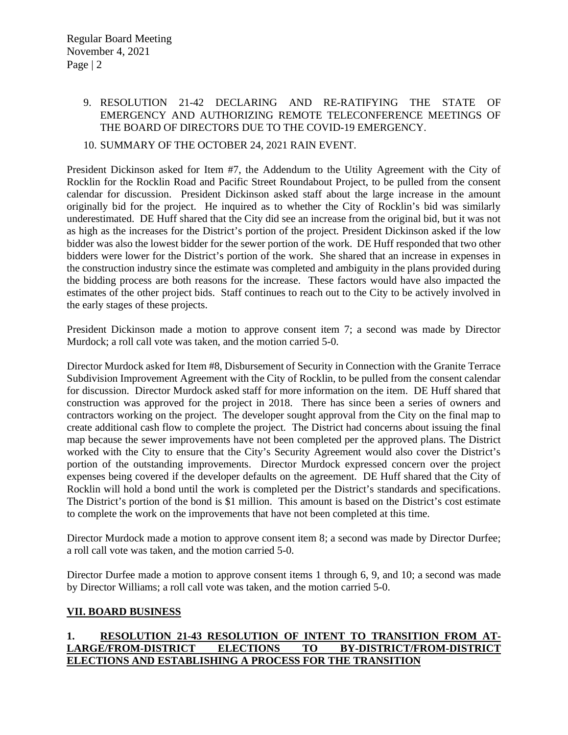9. RESOLUTION 21-42 DECLARING AND RE-RATIFYING THE STATE OF EMERGENCY AND AUTHORIZING REMOTE TELECONFERENCE MEETINGS OF THE BOARD OF DIRECTORS DUE TO THE COVID-19 EMERGENCY.

10. SUMMARY OF THE OCTOBER 24, 2021 RAIN EVENT.

President Dickinson asked for Item #7, the Addendum to the Utility Agreement with the City of Rocklin for the Rocklin Road and Pacific Street Roundabout Project, to be pulled from the consent calendar for discussion. President Dickinson asked staff about the large increase in the amount originally bid for the project. He inquired as to whether the City of Rocklin's bid was similarly underestimated. DE Huff shared that the City did see an increase from the original bid, but it was not as high as the increases for the District's portion of the project. President Dickinson asked if the low bidder was also the lowest bidder for the sewer portion of the work. DE Huff responded that two other bidders were lower for the District's portion of the work. She shared that an increase in expenses in the construction industry since the estimate was completed and ambiguity in the plans provided during the bidding process are both reasons for the increase. These factors would have also impacted the estimates of the other project bids. Staff continues to reach out to the City to be actively involved in the early stages of these projects.

President Dickinson made a motion to approve consent item 7; a second was made by Director Murdock; a roll call vote was taken, and the motion carried 5-0.

Director Murdock asked for Item #8, Disbursement of Security in Connection with the Granite Terrace Subdivision Improvement Agreement with the City of Rocklin, to be pulled from the consent calendar for discussion. Director Murdock asked staff for more information on the item. DE Huff shared that construction was approved for the project in 2018. There has since been a series of owners and contractors working on the project. The developer sought approval from the City on the final map to create additional cash flow to complete the project. The District had concerns about issuing the final map because the sewer improvements have not been completed per the approved plans. The District worked with the City to ensure that the City's Security Agreement would also cover the District's portion of the outstanding improvements. Director Murdock expressed concern over the project expenses being covered if the developer defaults on the agreement. DE Huff shared that the City of Rocklin will hold a bond until the work is completed per the District's standards and specifications. The District's portion of the bond is $1 million. This amount is based on the District's cost estimate to complete the work on the improvements that have not been completed at this time.

Director Murdock made a motion to approve consent item 8; a second was made by Director Durfee; a roll call vote was taken, and the motion carried 5-0.

Director Durfee made a motion to approve consent items 1 through 6, 9, and 10; a second was made by Director Williams; a roll call vote was taken, and the motion carried 5-0.

## VII. BOARD BUSINESS

### 1. RESOLUTION 21-43 RESOLUTION OF INTENT TO TRANSITION FROM AT-LARGE/FROM-DISTRICT ELECTIONS TO BY-DISTRICT/FROM-DISTRICT ELECTIONS AND ESTABLISHING A PROCESS FOR THE TRANSITION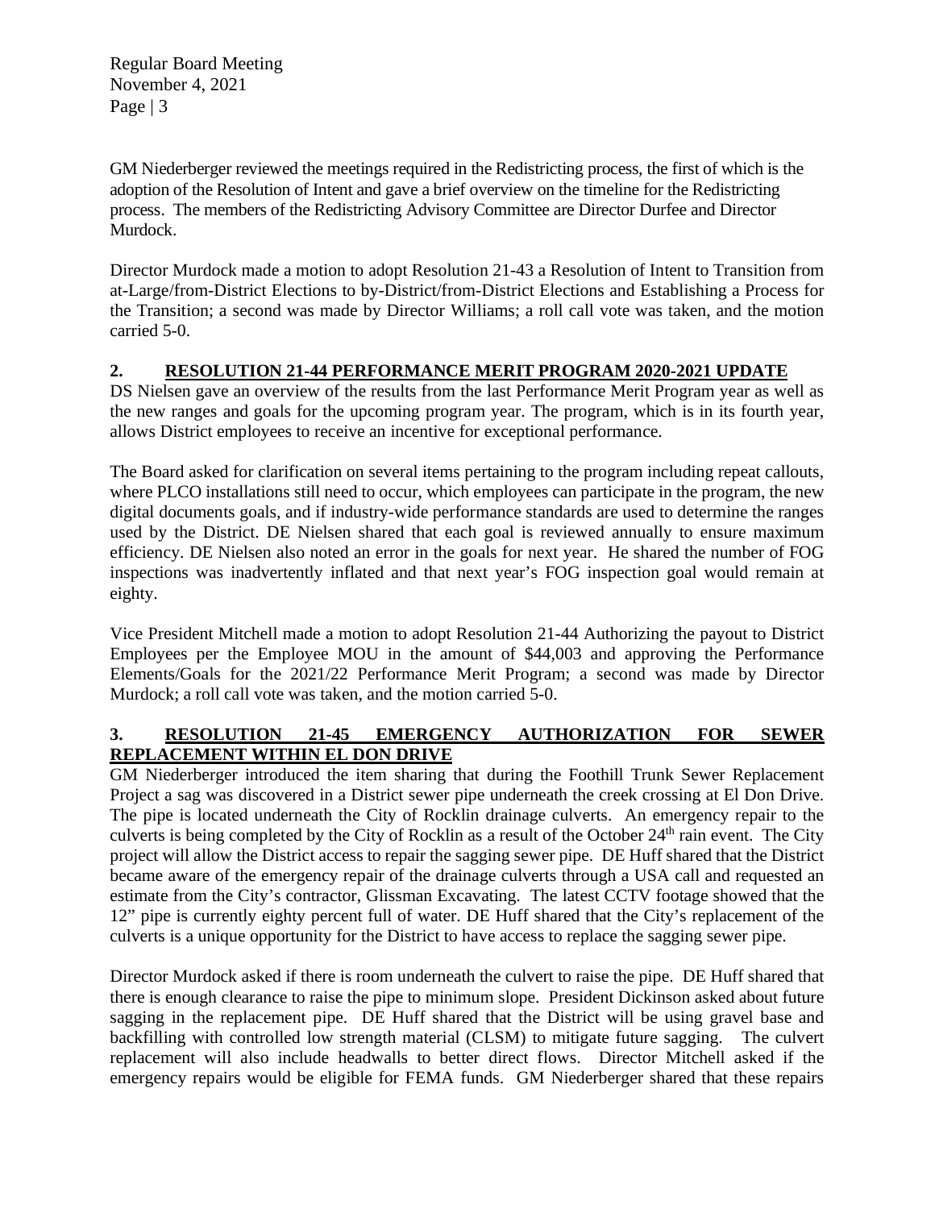GM Niederberger reviewed the meetings required in the Redistricting process, the first of which is the adoption of the Resolution of Intent and gave a brief overview on the timeline for the Redistricting process. The members of the Redistricting Advisory Committee are Director Durfee and Director Murdock.

Director Murdock made a motion to adopt Resolution 21-43 a Resolution of Intent to Transition from at-Large/from-District Elections to by-District/from-District Elections and Establishing a Process for the Transition; a second was made by Director Williams; a roll call vote was taken, and the motion carried 5-0.

**2. RESOLUTION 21-44 PERFORMANCE MERIT PROGRAM 2020-2021 UPDATE**

DS Nielsen gave an overview of the results from the last Performance Merit Program year as well as the new ranges and goals for the upcoming program year. The program, which is in its fourth year, allows District employees to receive an incentive for exceptional performance.

The Board asked for clarification on several items pertaining to the program including repeat callouts, where PLCO installations still need to occur, which employees can participate in the program, the new digital documents goals, and if industry-wide performance standards are used to determine the ranges used by the District. DE Nielsen shared that each goal is reviewed annually to ensure maximum efficiency. DE Nielsen also noted an error in the goals for next year. He shared the number of FOG inspections was inadvertently inflated and that next year's FOG inspection goal would remain at eighty.

Vice President Mitchell made a motion to adopt Resolution 21-44 Authorizing the payout to District Employees per the Employee MOU in the amount of $44,003 and approving the Performance Elements/Goals for the 2021/22 Performance Merit Program; a second was made by Director Murdock; a roll call vote was taken, and the motion carried 5-0.

**3. RESOLUTION 21-45 EMERGENCY AUTHORIZATION FOR SEWER REPLACEMENT WITHIN EL DON DRIVE**

GM Niederberger introduced the item sharing that during the Foothill Trunk Sewer Replacement Project a sag was discovered in a District sewer pipe underneath the creek crossing at El Don Drive. The pipe is located underneath the City of Rocklin drainage culverts. An emergency repair to the culverts is being completed by the City of Rocklin as a result of the October 24th rain event. The City project will allow the District access to repair the sagging sewer pipe. DE Huff shared that the District became aware of the emergency repair of the drainage culverts through a USA call and requested an estimate from the City's contractor, Glissman Excavating. The latest CCTV footage showed that the 12" pipe is currently eighty percent full of water. DE Huff shared that the City's replacement of the culverts is a unique opportunity for the District to have access to replace the sagging sewer pipe.

Director Murdock asked if there is room underneath the culvert to raise the pipe. DE Huff shared that there is enough clearance to raise the pipe to minimum slope. President Dickinson asked about future sagging in the replacement pipe. DE Huff shared that the District will be using gravel base and backfilling with controlled low strength material (CLSM) to mitigate future sagging. The culvert replacement will also include headwalls to better direct flows. Director Mitchell asked if the emergency repairs would be eligible for FEMA funds. GM Niederberger shared that these repairs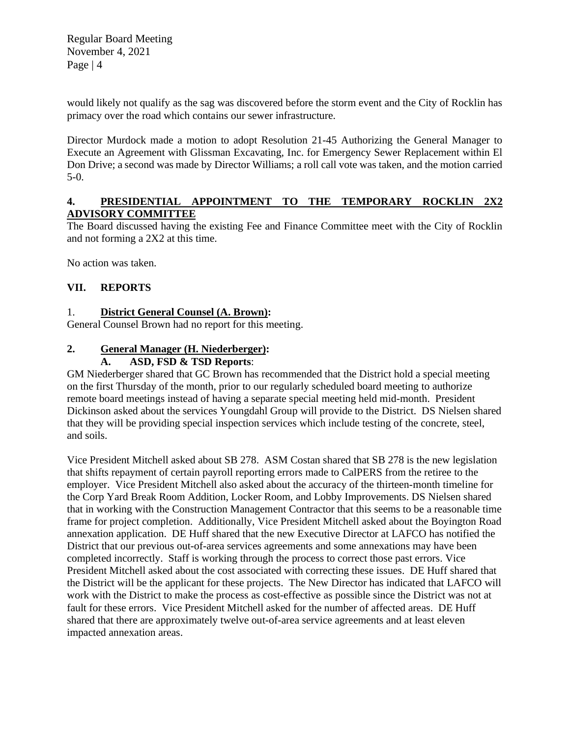would likely not qualify as the sag was discovered before the storm event and the City of Rocklin has primacy over the road which contains our sewer infrastructure.

Director Murdock made a motion to adopt Resolution 21-45 Authorizing the General Manager to Execute an Agreement with Glissman Excavating, Inc. for Emergency Sewer Replacement within El Don Drive; a second was made by Director Williams; a roll call vote was taken, and the motion carried 5-0.

**4. PRESIDENTIAL APPOINTMENT TO THE TEMPORARY ROCKLIN 2X2 ADVISORY COMMITTEE**

The Board discussed having the existing Fee and Finance Committee meet with the City of Rocklin and not forming a 2X2 at this time.

No action was taken.

## VII. REPORTS

1. **District General Counsel (A. Brown):**

General Counsel Brown had no report for this meeting.

**2. General Manager (H. Niederberger):**

**A. ASD, FSD & TSD Reports**:

GM Niederberger shared that GC Brown has recommended that the District hold a special meeting on the first Thursday of the month, prior to our regularly scheduled board meeting to authorize remote board meetings instead of having a separate special meeting held mid-month. President Dickinson asked about the services Youngdahl Group will provide to the District. DS Nielsen shared that they will be providing special inspection services which include testing of the concrete, steel, and soils.

Vice President Mitchell asked about SB 278. ASM Costan shared that SB 278 is the new legislation that shifts repayment of certain payroll reporting errors made to CalPERS from the retiree to the employer. Vice President Mitchell also asked about the accuracy of the thirteen-month timeline for the Corp Yard Break Room Addition, Locker Room, and Lobby Improvements. DS Nielsen shared that in working with the Construction Management Contractor that this seems to be a reasonable time frame for project completion. Additionally, Vice President Mitchell asked about the Boyington Road annexation application. DE Huff shared that the new Executive Director at LAFCO has notified the District that our previous out-of-area services agreements and some annexations may have been completed incorrectly. Staff is working through the process to correct those past errors. Vice President Mitchell asked about the cost associated with correcting these issues. DE Huff shared that the District will be the applicant for these projects. The New Director has indicated that LAFCO will work with the District to make the process as cost-effective as possible since the District was not at fault for these errors. Vice President Mitchell asked for the number of affected areas. DE Huff shared that there are approximately twelve out-of-area service agreements and at least eleven impacted annexation areas.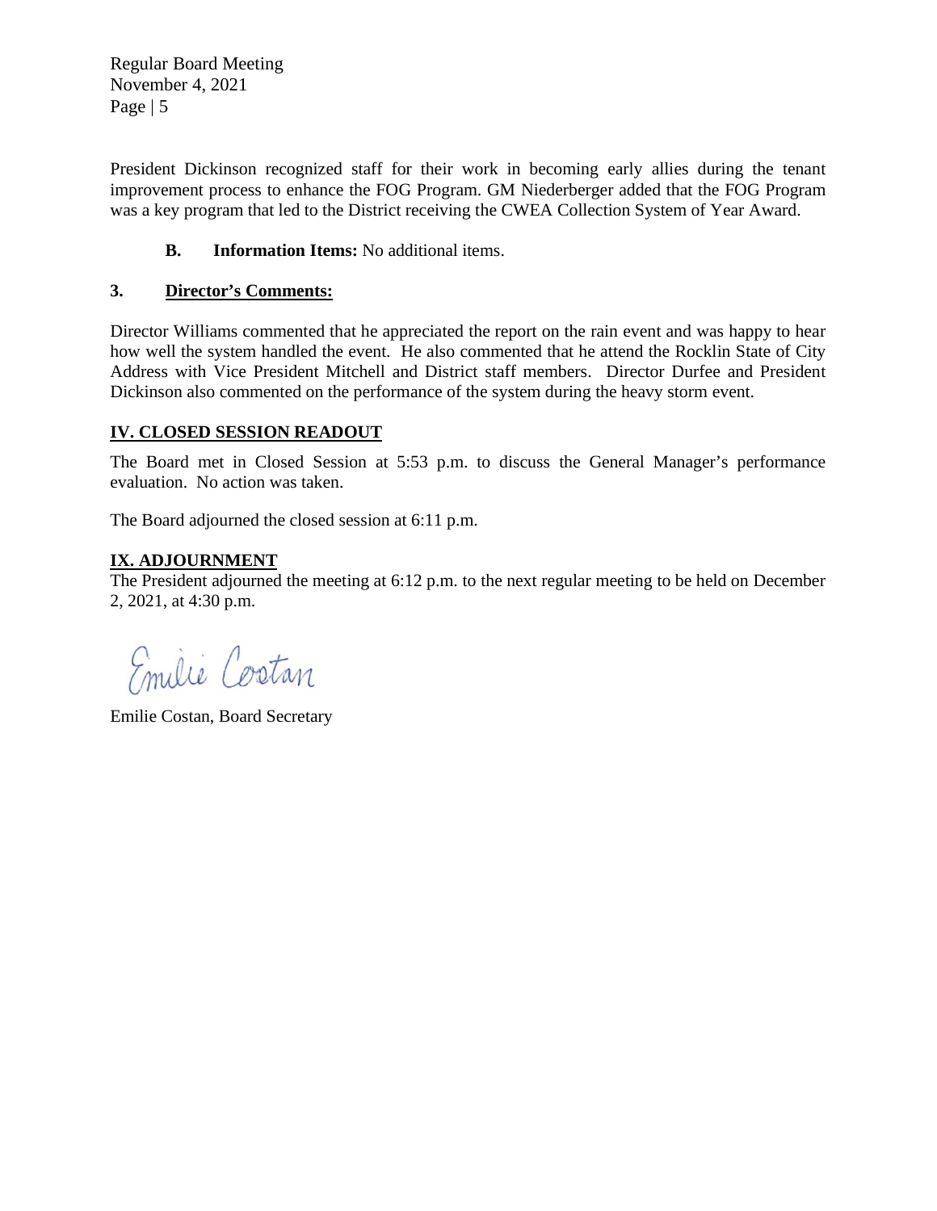President Dickinson recognized staff for their work in becoming early allies during the tenant improvement process to enhance the FOG Program. GM Niederberger added that the FOG Program was a key program that led to the District receiving the CWEA Collection System of Year Award.

**B. Information Items:** No additional items.

**3. Director's Comments:**

Director Williams commented that he appreciated the report on the rain event and was happy to hear how well the system handled the event. He also commented that he attend the Rocklin State of City Address with Vice President Mitchell and District staff members. Director Durfee and President Dickinson also commented on the performance of the system during the heavy storm event.

## IV. CLOSED SESSION READOUT

The Board met in Closed Session at 5:53 p.m. to discuss the General Manager's performance evaluation. No action was taken.

The Board adjourned the closed session at 6:11 p.m.

## IX. ADJOURNMENT

The President adjourned the meeting at 6:12 p.m. to the next regular meeting to be held on December 2, 2021, at 4:30 p.m.

Emilie Costan

Emilie Costan, Board Secretary